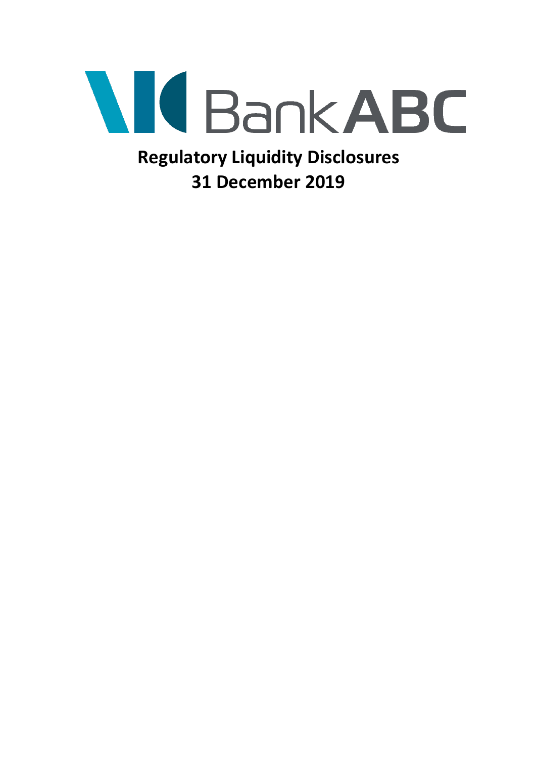Bank ABC

# Regulatory Liquidity Disclosures
## 31 December 2019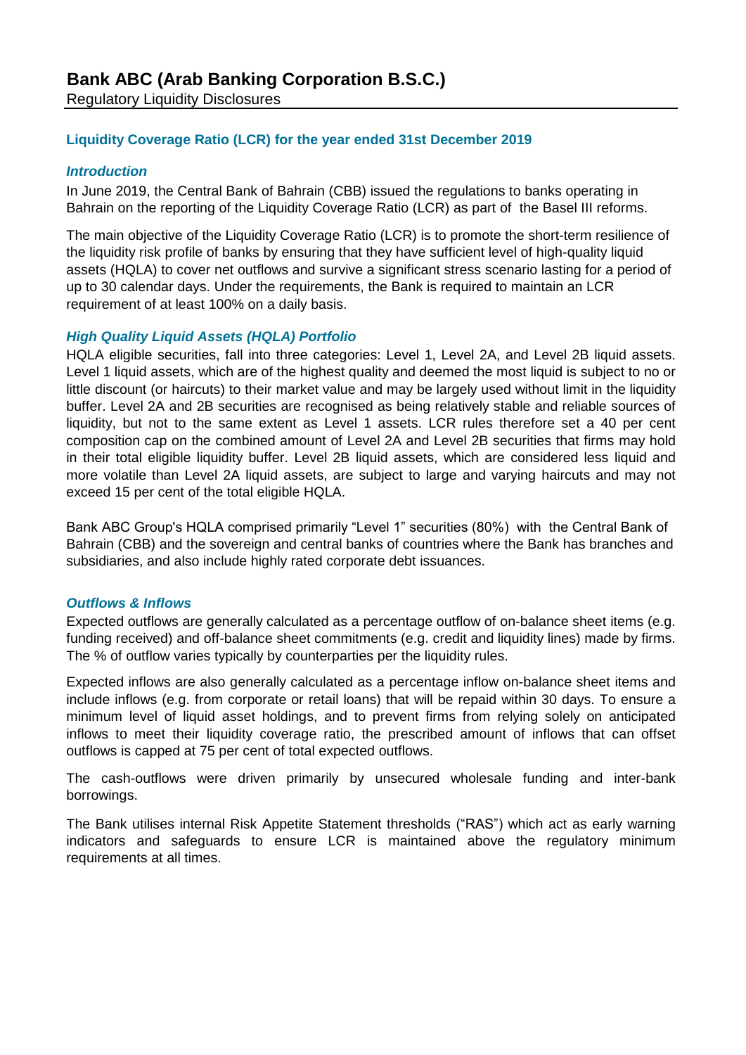# Bank ABC (Arab Banking Corporation B.S.C.)

Regulatory Liquidity Disclosures

## Liquidity Coverage Ratio (LCR) for the year ended 31st December 2019

### *Introduction*

In June 2019, the Central Bank of Bahrain (CBB) issued the regulations to banks operating in Bahrain on the reporting of the Liquidity Coverage Ratio (LCR) as part of the Basel III reforms.

The main objective of the Liquidity Coverage Ratio (LCR) is to promote the short-term resilience of the liquidity risk profile of banks by ensuring that they have sufficient level of high-quality liquid assets (HQLA) to cover net outflows and survive a significant stress scenario lasting for a period of up to 30 calendar days. Under the requirements, the Bank is required to maintain an LCR requirement of at least 100% on a daily basis.

### *High Quality Liquid Assets (HQLA) Portfolio*

HQLA eligible securities, fall into three categories: Level 1, Level 2A, and Level 2B liquid assets. Level 1 liquid assets, which are of the highest quality and deemed the most liquid is subject to no or little discount (or haircuts) to their market value and may be largely used without limit in the liquidity buffer. Level 2A and 2B securities are recognised as being relatively stable and reliable sources of liquidity, but not to the same extent as Level 1 assets. LCR rules therefore set a 40 per cent composition cap on the combined amount of Level 2A and Level 2B securities that firms may hold in their total eligible liquidity buffer. Level 2B liquid assets, which are considered less liquid and more volatile than Level 2A liquid assets, are subject to large and varying haircuts and may not exceed 15 per cent of the total eligible HQLA.

Bank ABC Group's HQLA comprised primarily “Level 1” securities (80%) with the Central Bank of Bahrain (CBB) and the sovereign and central banks of countries where the Bank has branches and subsidiaries, and also include highly rated corporate debt issuances.

### *Outflows & Inflows*

Expected outflows are generally calculated as a percentage outflow of on-balance sheet items (e.g. funding received) and off-balance sheet commitments (e.g. credit and liquidity lines) made by firms. The % of outflow varies typically by counterparties per the liquidity rules.

Expected inflows are also generally calculated as a percentage inflow on-balance sheet items and include inflows (e.g. from corporate or retail loans) that will be repaid within 30 days. To ensure a minimum level of liquid asset holdings, and to prevent firms from relying solely on anticipated inflows to meet their liquidity coverage ratio, the prescribed amount of inflows that can offset outflows is capped at 75 per cent of total expected outflows.

The cash-outflows were driven primarily by unsecured wholesale funding and inter-bank borrowings.

The Bank utilises internal Risk Appetite Statement thresholds (“RAS”) which act as early warning indicators and safeguards to ensure LCR is maintained above the regulatory minimum requirements at all times.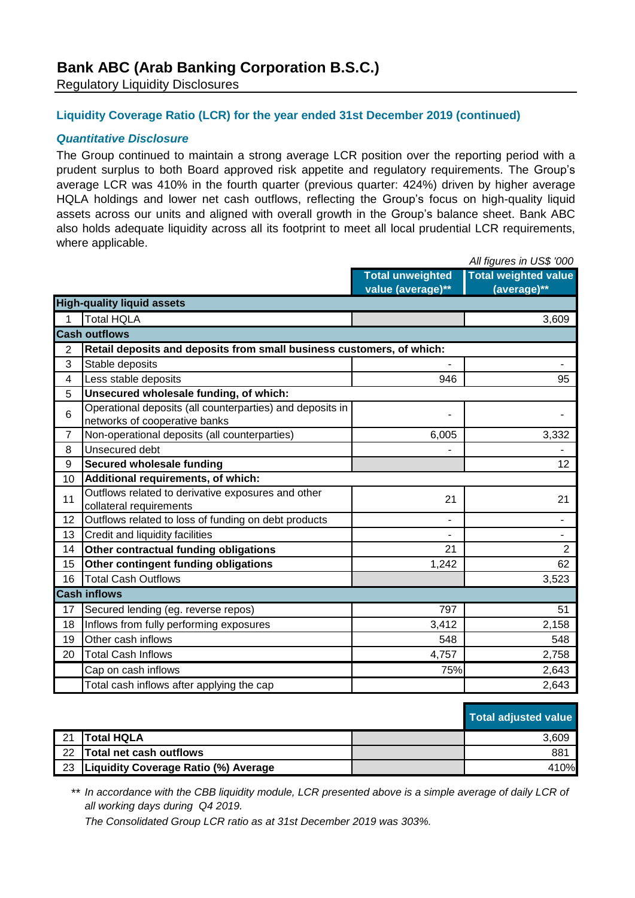# Bank ABC (Arab Banking Corporation B.S.C.)

Regulatory Liquidity Disclosures

## Liquidity Coverage Ratio (LCR) for the year ended 31st December 2019 (continued)

### *Quantitative Disclosure*

The Group continued to maintain a strong average LCR position over the reporting period with a prudent surplus to both Board approved risk appetite and regulatory requirements. The Group's average LCR was 410% in the fourth quarter (previous quarter: 424%) driven by higher average HQLA holdings and lower net cash outflows, reflecting the Group's focus on high-quality liquid assets across our units and aligned with overall growth in the Group's balance sheet. Bank ABC also holds adequate liquidity across all its footprint to meet all local prudential LCR requirements, where applicable.

*All figures in US$ '000*

| | | Total unweighted value (average)** | Total weighted value (average)** |
|---|---|---|---|
| **High-quality liquid assets** | | | |
| 1 | Total HQLA | | 3,609 |
| **Cash outflows** | | | |
| 2 | **Retail deposits and deposits from small business customers, of which:** | | |
| 3 | Stable deposits | - | - |
| 4 | Less stable deposits | 946 | 95 |
| 5 | **Unsecured wholesale funding, of which:** | | |
| 6 | Operational deposits (all counterparties) and deposits in networks of cooperative banks | - | - |
| 7 | Non-operational deposits (all counterparties) | 6,005 | 3,332 |
| 8 | Unsecured debt | - | - |
| 9 | **Secured wholesale funding** | | 12 |
| 10 | **Additional requirements, of which:** | | |
| 11 | Outflows related to derivative exposures and other collateral requirements | 21 | 21 |
| 12 | Outflows related to loss of funding on debt products | - | - |
| 13 | Credit and liquidity facilities | - | - |
| 14 | **Other contractual funding obligations** | 21 | 2 |
| 15 | **Other contingent funding obligations** | 1,242 | 62 |
| 16 | Total Cash Outflows | | 3,523 |
| **Cash inflows** | | | |
| 17 | Secured lending (eg. reverse repos) | 797 | 51 |
| 18 | Inflows from fully performing exposures | 3,412 | 2,158 |
| 19 | Other cash inflows | 548 | 548 |
| 20 | Total Cash Inflows | 4,757 | 2,758 |
| | Cap on cash inflows | 75% | 2,643 |
| | Total cash inflows after applying the cap | | 2,643 |

| | | | Total adjusted value |
|---|---|---|---|
| 21 | **Total HQLA** | | 3,609 |
| 22 | **Total net cash outflows** | | 881 |
| 23 | **Liquidity Coverage Ratio (%) Average** | | 410% |

** *In accordance with the CBB liquidity module, LCR presented above is a simple average of daily LCR of all working days during Q4 2019.*

*The Consolidated Group LCR ratio as at 31st December 2019 was 303%.*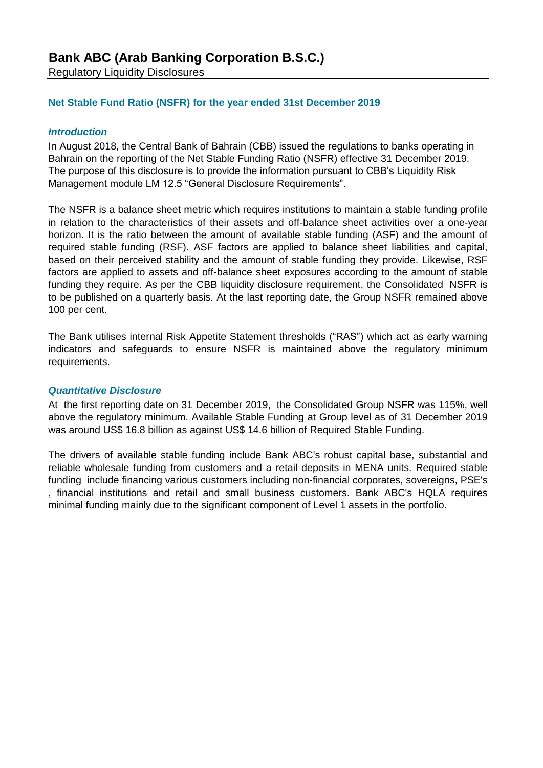# Bank ABC (Arab Banking Corporation B.S.C.)

Regulatory Liquidity Disclosures

## Net Stable Fund Ratio (NSFR) for the year ended 31st December 2019

### *Introduction*

In August 2018, the Central Bank of Bahrain (CBB) issued the regulations to banks operating in Bahrain on the reporting of the Net Stable Funding Ratio (NSFR) effective 31 December 2019. The purpose of this disclosure is to provide the information pursuant to CBB's Liquidity Risk Management module LM 12.5 "General Disclosure Requirements".

The NSFR is a balance sheet metric which requires institutions to maintain a stable funding profile in relation to the characteristics of their assets and off-balance sheet activities over a one-year horizon. It is the ratio between the amount of available stable funding (ASF) and the amount of required stable funding (RSF). ASF factors are applied to balance sheet liabilities and capital, based on their perceived stability and the amount of stable funding they provide. Likewise, RSF factors are applied to assets and off-balance sheet exposures according to the amount of stable funding they require. As per the CBB liquidity disclosure requirement, the Consolidated NSFR is to be published on a quarterly basis. At the last reporting date, the Group NSFR remained above 100 per cent.

The Bank utilises internal Risk Appetite Statement thresholds ("RAS") which act as early warning indicators and safeguards to ensure NSFR is maintained above the regulatory minimum requirements.

### *Quantitative Disclosure*

At the first reporting date on 31 December 2019, the Consolidated Group NSFR was 115%, well above the regulatory minimum. Available Stable Funding at Group level as of 31 December 2019 was around US$ 16.8 billion as against US$ 14.6 billion of Required Stable Funding.

The drivers of available stable funding include Bank ABC's robust capital base, substantial and reliable wholesale funding from customers and a retail deposits in MENA units. Required stable funding include financing various customers including non-financial corporates, sovereigns, PSE's , financial institutions and retail and small business customers. Bank ABC's HQLA requires minimal funding mainly due to the significant component of Level 1 assets in the portfolio.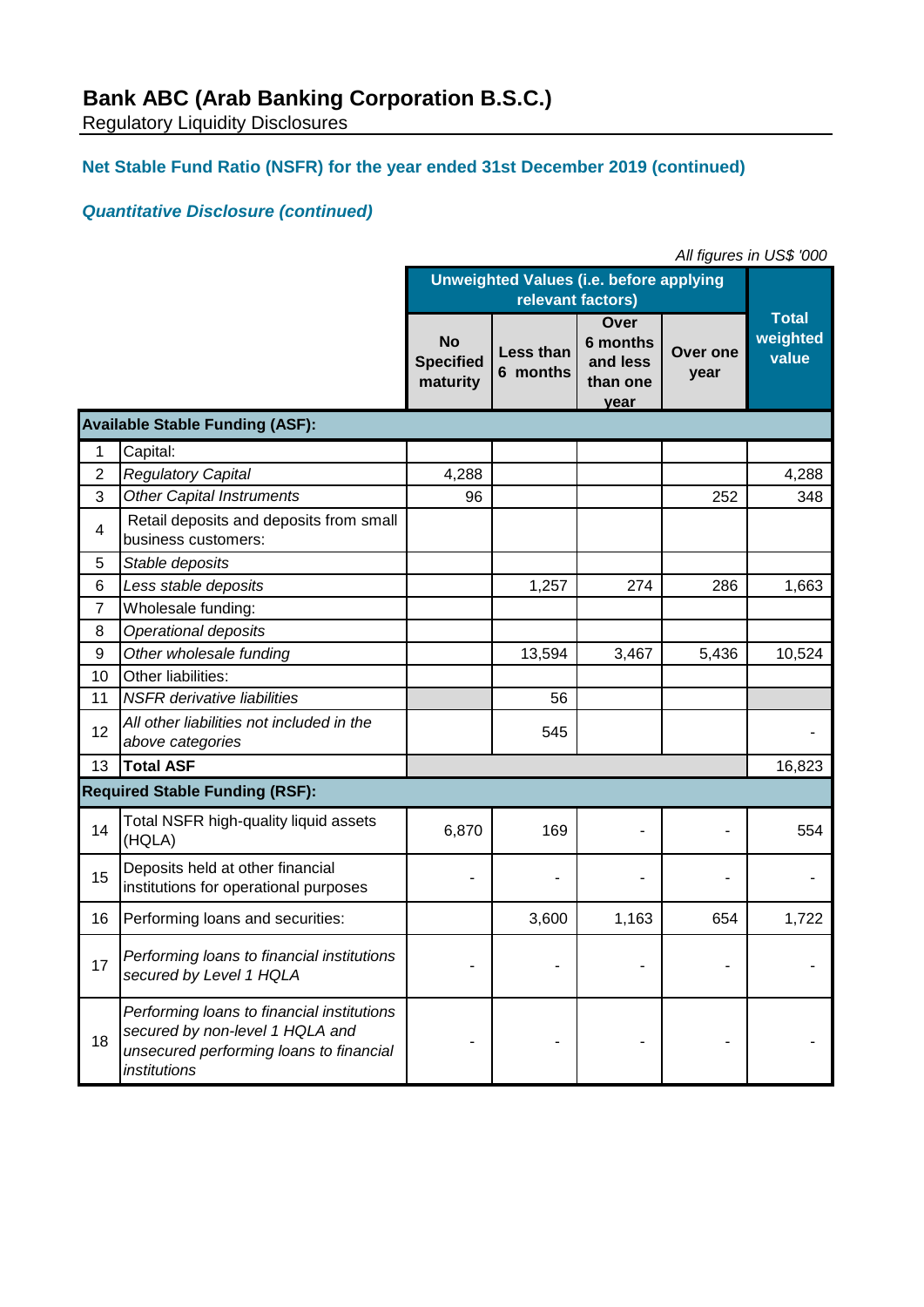# Bank ABC (Arab Banking Corporation B.S.C.)

Regulatory Liquidity Disclosures

## Net Stable Fund Ratio (NSFR) for the year ended 31st December 2019 (continued)

### *Quantitative Disclosure (continued)*

*All figures in US$ '000*

| | | Unweighted Values (i.e. before applying relevant factors) | | | | Total weighted value |
|---|---|---|---|---|---|---|
| | | No Specified maturity | Less than 6 months | Over 6 months and less than one year | Over one year | |
| **Available Stable Funding (ASF):** | | | | | | |
| 1 | Capital: | | | | | |
| 2 | *Regulatory Capital* | 4,288 | | | | 4,288 |
| 3 | *Other Capital Instruments* | 96 | | | 252 | 348 |
| 4 | Retail deposits and deposits from small business customers: | | | | | |
| 5 | *Stable deposits* | | | | | |
| 6 | *Less stable deposits* | | 1,257 | 274 | 286 | 1,663 |
| 7 | Wholesale funding: | | | | | |
| 8 | *Operational deposits* | | | | | |
| 9 | *Other wholesale funding* | | 13,594 | 3,467 | 5,436 | 10,524 |
| 10 | Other liabilities: | | | | | |
| 11 | *NSFR derivative liabilities* | | 56 | | | |
| 12 | *All other liabilities not included in the above categories* | | 545 | | | - |
| 13 | **Total ASF** | | | | | 16,823 |
| **Required Stable Funding (RSF):** | | | | | | |
| 14 | Total NSFR high-quality liquid assets (HQLA) | 6,870 | 169 | - | - | 554 |
| 15 | Deposits held at other financial institutions for operational purposes | - | - | - | - | - |
| 16 | Performing loans and securities: | | 3,600 | 1,163 | 654 | 1,722 |
| 17 | *Performing loans to financial institutions secured by Level 1 HQLA* | - | - | - | - | - |
| 18 | *Performing loans to financial institutions secured by non-level 1 HQLA and unsecured performing loans to financial institutions* | - | - | - | - | - |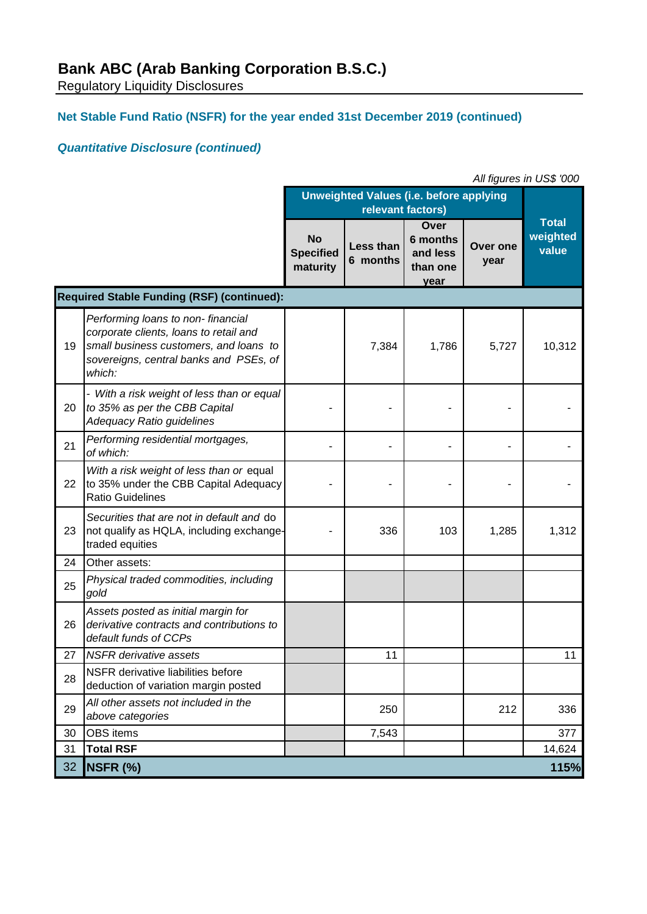# Bank ABC (Arab Banking Corporation B.S.C.)

Regulatory Liquidity Disclosures

## Net Stable Fund Ratio (NSFR) for the year ended 31st December 2019 (continued)

### *Quantitative Disclosure (continued)*

*All figures in US$ '000*

| | | Unweighted Values (i.e. before applying relevant factors) | | | | Total weighted value |
|---|---|---|---|---|---|---|
| | | No Specified maturity | Less than 6 months | Over 6 months and less than one year | Over one year | |
| **Required Stable Funding (RSF) (continued):** | | | | | | |
| 19 | *Performing loans to non- financial corporate clients, loans to retail and small business customers, and loans to sovereigns, central banks and PSEs, of which:* | | 7,384 | 1,786 | 5,727 | 10,312 |
| 20 | *- With a risk weight of less than or equal to 35% as per the CBB Capital Adequacy Ratio guidelines* | - | - | - | - | - |
| 21 | *Performing residential mortgages, of which:* | - | - | - | - | - |
| 22 | *With a risk weight of less than or* equal to 35% under the CBB Capital Adequacy Ratio Guidelines | - | - | - | - | - |
| 23 | *Securities that are not in default and* do not qualify as HQLA, including exchange-traded equities | - | 336 | 103 | 1,285 | 1,312 |
| 24 | Other assets: | | | | | |
| 25 | *Physical traded commodities, including gold* | | | | | |
| 26 | *Assets posted as initial margin for derivative contracts and contributions to default funds of CCPs* | | | | | |
| 27 | *NSFR derivative assets* | | 11 | | | 11 |
| 28 | NSFR derivative liabilities before deduction of variation margin posted | | | | | |
| 29 | *All other assets not included in the above categories* | | 250 | | 212 | 336 |
| 30 | OBS items | | 7,543 | | | 377 |
| 31 | **Total RSF** | | | | | 14,624 |
| 32 | **NSFR (%)** | | | | | **115%** |